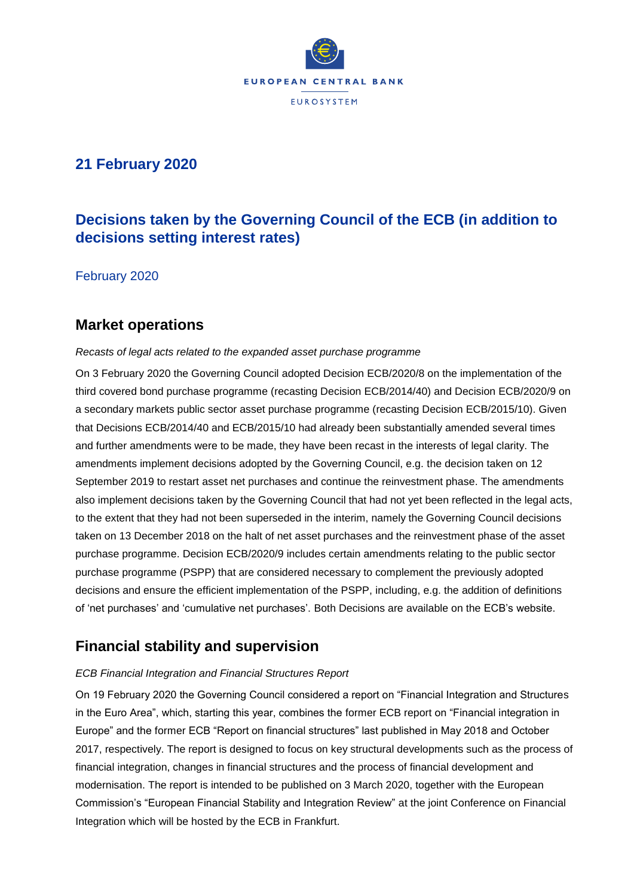EUROPEAN CENTRAL BANK

EUROSYSTEM

## 21 February 2020

# Decisions taken by the Governing Council of the ECB (in addition to decisions setting interest rates)

February 2020

## Market operations

*Recasts of legal acts related to the expanded asset purchase programme*

On 3 February 2020 the Governing Council adopted Decision ECB/2020/8 on the implementation of the third covered bond purchase programme (recasting Decision ECB/2014/40) and Decision ECB/2020/9 on a secondary markets public sector asset purchase programme (recasting Decision ECB/2015/10). Given that Decisions ECB/2014/40 and ECB/2015/10 had already been substantially amended several times and further amendments were to be made, they have been recast in the interests of legal clarity. The amendments implement decisions adopted by the Governing Council, e.g. the decision taken on 12 September 2019 to restart asset net purchases and continue the reinvestment phase. The amendments also implement decisions taken by the Governing Council that had not yet been reflected in the legal acts, to the extent that they had not been superseded in the interim, namely the Governing Council decisions taken on 13 December 2018 on the halt of net asset purchases and the reinvestment phase of the asset purchase programme. Decision ECB/2020/9 includes certain amendments relating to the public sector purchase programme (PSPP) that are considered necessary to complement the previously adopted decisions and ensure the efficient implementation of the PSPP, including, e.g. the addition of definitions of 'net purchases' and 'cumulative net purchases'. Both Decisions are available on the ECB's website.

## Financial stability and supervision

*ECB Financial Integration and Financial Structures Report*

On 19 February 2020 the Governing Council considered a report on "Financial Integration and Structures in the Euro Area", which, starting this year, combines the former ECB report on "Financial integration in Europe" and the former ECB "Report on financial structures" last published in May 2018 and October 2017, respectively. The report is designed to focus on key structural developments such as the process of financial integration, changes in financial structures and the process of financial development and modernisation. The report is intended to be published on 3 March 2020, together with the European Commission's "European Financial Stability and Integration Review" at the joint Conference on Financial Integration which will be hosted by the ECB in Frankfurt.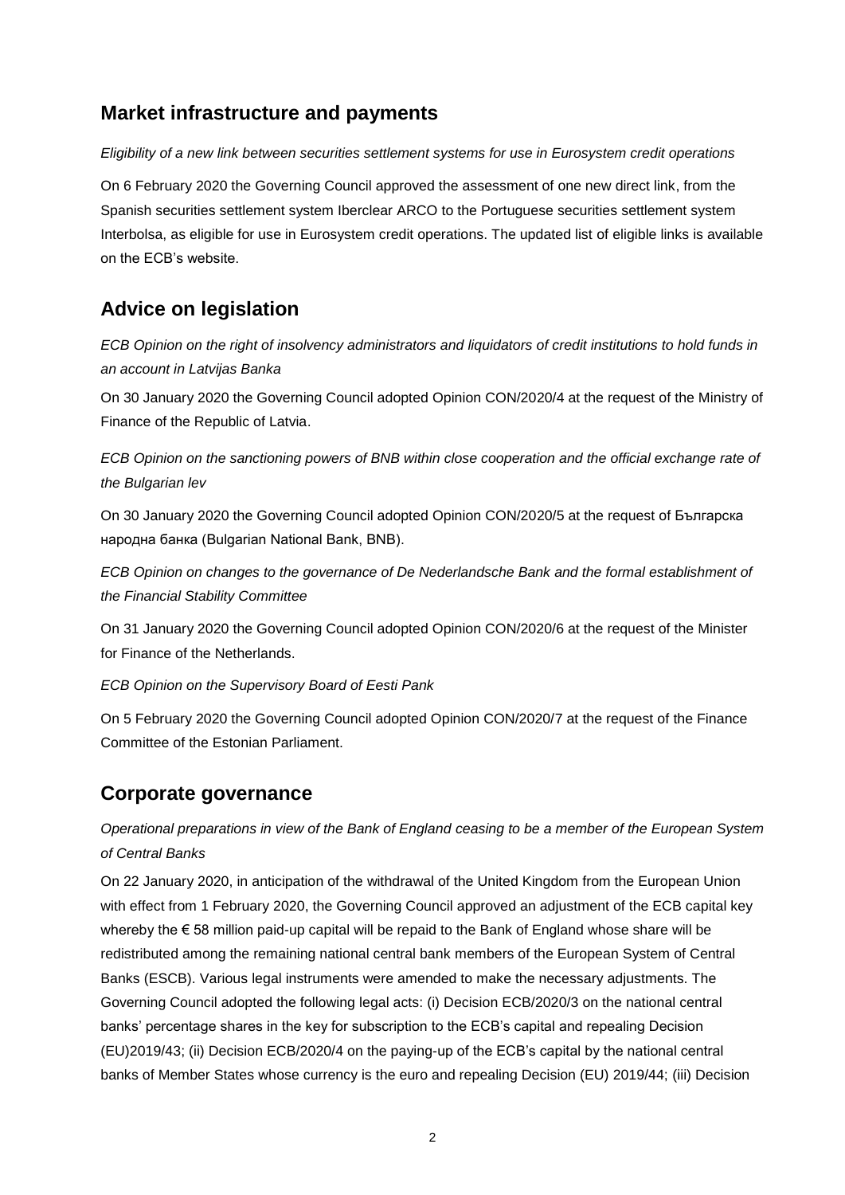## Market infrastructure and payments

*Eligibility of a new link between securities settlement systems for use in Eurosystem credit operations*

On 6 February 2020 the Governing Council approved the assessment of one new direct link, from the Spanish securities settlement system Iberclear ARCO to the Portuguese securities settlement system Interbolsa, as eligible for use in Eurosystem credit operations. The updated list of eligible links is available on the ECB's website.

## Advice on legislation

*ECB Opinion on the right of insolvency administrators and liquidators of credit institutions to hold funds in an account in Latvijas Banka*

On 30 January 2020 the Governing Council adopted Opinion CON/2020/4 at the request of the Ministry of Finance of the Republic of Latvia.

*ECB Opinion on the sanctioning powers of BNB within close cooperation and the official exchange rate of the Bulgarian lev*

On 30 January 2020 the Governing Council adopted Opinion CON/2020/5 at the request of Българска народна банка (Bulgarian National Bank, BNB).

*ECB Opinion on changes to the governance of De Nederlandsche Bank and the formal establishment of the Financial Stability Committee*

On 31 January 2020 the Governing Council adopted Opinion CON/2020/6 at the request of the Minister for Finance of the Netherlands.

*ECB Opinion on the Supervisory Board of Eesti Pank*

On 5 February 2020 the Governing Council adopted Opinion CON/2020/7 at the request of the Finance Committee of the Estonian Parliament.

## Corporate governance

*Operational preparations in view of the Bank of England ceasing to be a member of the European System of Central Banks*

On 22 January 2020, in anticipation of the withdrawal of the United Kingdom from the European Union with effect from 1 February 2020, the Governing Council approved an adjustment of the ECB capital key whereby the € 58 million paid-up capital will be repaid to the Bank of England whose share will be redistributed among the remaining national central bank members of the European System of Central Banks (ESCB). Various legal instruments were amended to make the necessary adjustments. The Governing Council adopted the following legal acts: (i) Decision ECB/2020/3 on the national central banks' percentage shares in the key for subscription to the ECB's capital and repealing Decision (EU)2019/43; (ii) Decision ECB/2020/4 on the paying-up of the ECB's capital by the national central banks of Member States whose currency is the euro and repealing Decision (EU) 2019/44; (iii) Decision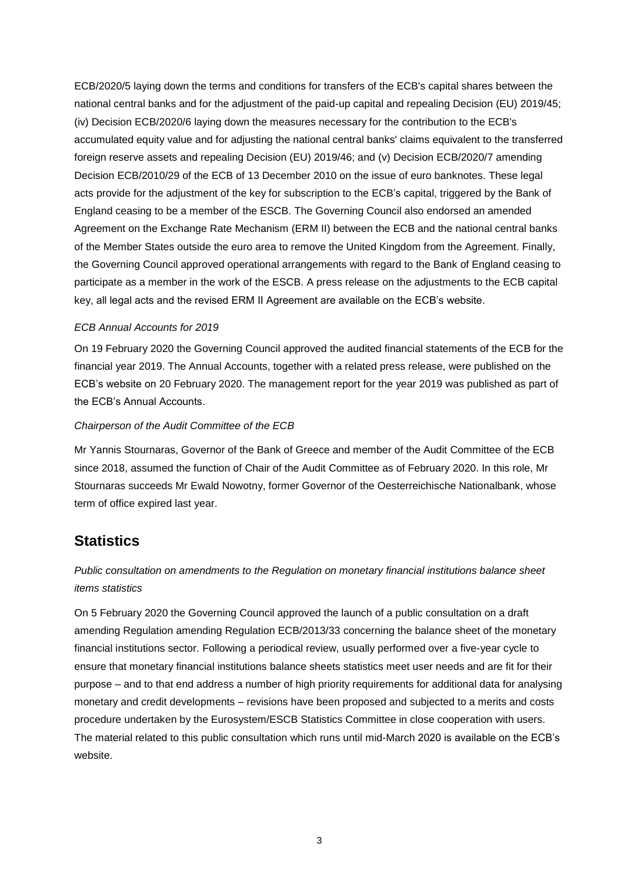ECB/2020/5 laying down the terms and conditions for transfers of the ECB's capital shares between the national central banks and for the adjustment of the paid-up capital and repealing Decision (EU) 2019/45; (iv) Decision ECB/2020/6 laying down the measures necessary for the contribution to the ECB's accumulated equity value and for adjusting the national central banks' claims equivalent to the transferred foreign reserve assets and repealing Decision (EU) 2019/46; and (v) Decision ECB/2020/7 amending Decision ECB/2010/29 of the ECB of 13 December 2010 on the issue of euro banknotes. These legal acts provide for the adjustment of the key for subscription to the ECB's capital, triggered by the Bank of England ceasing to be a member of the ESCB. The Governing Council also endorsed an amended Agreement on the Exchange Rate Mechanism (ERM II) between the ECB and the national central banks of the Member States outside the euro area to remove the United Kingdom from the Agreement. Finally, the Governing Council approved operational arrangements with regard to the Bank of England ceasing to participate as a member in the work of the ESCB. A press release on the adjustments to the ECB capital key, all legal acts and the revised ERM II Agreement are available on the ECB's website.

*ECB Annual Accounts for 2019*

On 19 February 2020 the Governing Council approved the audited financial statements of the ECB for the financial year 2019. The Annual Accounts, together with a related press release, were published on the ECB's website on 20 February 2020. The management report for the year 2019 was published as part of the ECB's Annual Accounts.

*Chairperson of the Audit Committee of the ECB*

Mr Yannis Stournaras, Governor of the Bank of Greece and member of the Audit Committee of the ECB since 2018, assumed the function of Chair of the Audit Committee as of February 2020. In this role, Mr Stournaras succeeds Mr Ewald Nowotny, former Governor of the Oesterreichische Nationalbank, whose term of office expired last year.

## Statistics

*Public consultation on amendments to the Regulation on monetary financial institutions balance sheet items statistics*

On 5 February 2020 the Governing Council approved the launch of a public consultation on a draft amending Regulation amending Regulation ECB/2013/33 concerning the balance sheet of the monetary financial institutions sector. Following a periodical review, usually performed over a five-year cycle to ensure that monetary financial institutions balance sheets statistics meet user needs and are fit for their purpose – and to that end address a number of high priority requirements for additional data for analysing monetary and credit developments – revisions have been proposed and subjected to a merits and costs procedure undertaken by the Eurosystem/ESCB Statistics Committee in close cooperation with users. The material related to this public consultation which runs until mid-March 2020 is available on the ECB's website.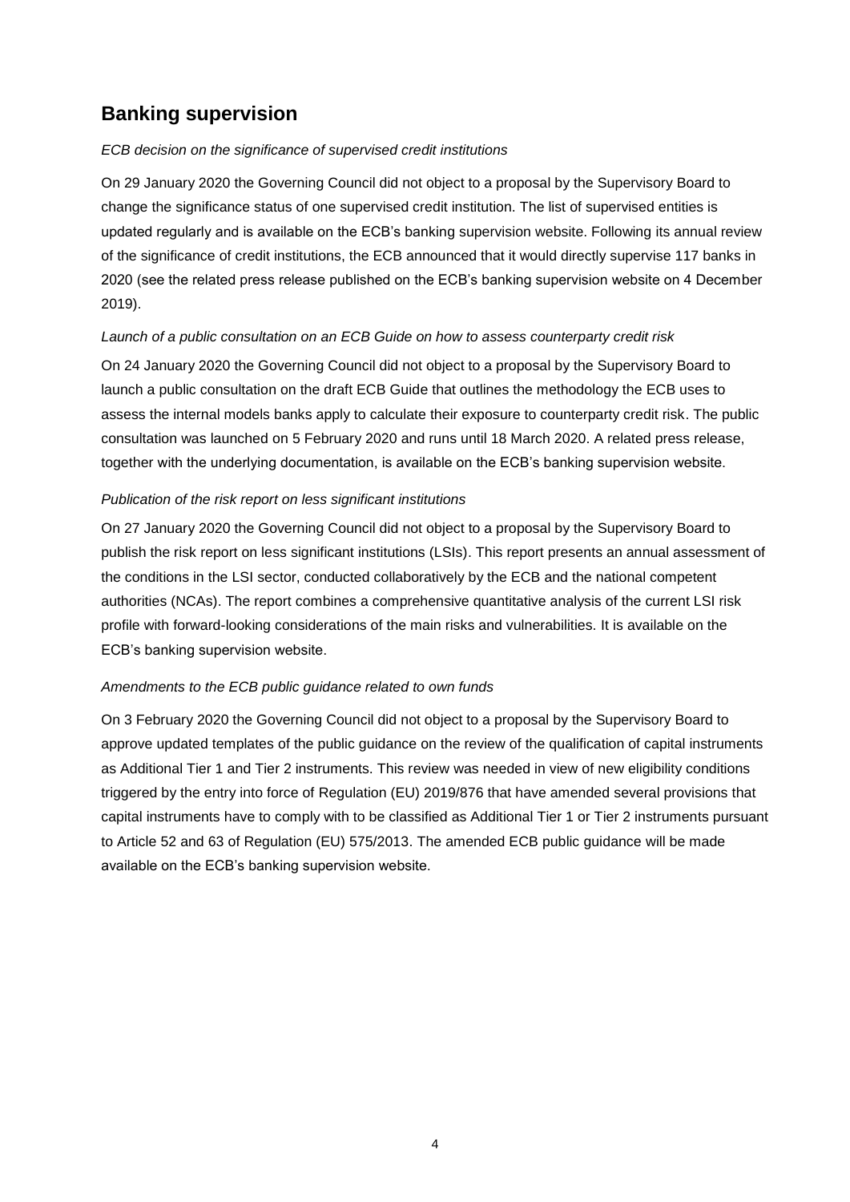## Banking supervision

*ECB decision on the significance of supervised credit institutions*

On 29 January 2020 the Governing Council did not object to a proposal by the Supervisory Board to change the significance status of one supervised credit institution. The list of supervised entities is updated regularly and is available on the ECB's banking supervision website. Following its annual review of the significance of credit institutions, the ECB announced that it would directly supervise 117 banks in 2020 (see the related press release published on the ECB's banking supervision website on 4 December 2019).

*Launch of a public consultation on an ECB Guide on how to assess counterparty credit risk*

On 24 January 2020 the Governing Council did not object to a proposal by the Supervisory Board to launch a public consultation on the draft ECB Guide that outlines the methodology the ECB uses to assess the internal models banks apply to calculate their exposure to counterparty credit risk. The public consultation was launched on 5 February 2020 and runs until 18 March 2020. A related press release, together with the underlying documentation, is available on the ECB's banking supervision website.

*Publication of the risk report on less significant institutions*

On 27 January 2020 the Governing Council did not object to a proposal by the Supervisory Board to publish the risk report on less significant institutions (LSIs). This report presents an annual assessment of the conditions in the LSI sector, conducted collaboratively by the ECB and the national competent authorities (NCAs). The report combines a comprehensive quantitative analysis of the current LSI risk profile with forward-looking considerations of the main risks and vulnerabilities. It is available on the ECB's banking supervision website.

*Amendments to the ECB public guidance related to own funds*

On 3 February 2020 the Governing Council did not object to a proposal by the Supervisory Board to approve updated templates of the public guidance on the review of the qualification of capital instruments as Additional Tier 1 and Tier 2 instruments. This review was needed in view of new eligibility conditions triggered by the entry into force of Regulation (EU) 2019/876 that have amended several provisions that capital instruments have to comply with to be classified as Additional Tier 1 or Tier 2 instruments pursuant to Article 52 and 63 of Regulation (EU) 575/2013. The amended ECB public guidance will be made available on the ECB's banking supervision website.